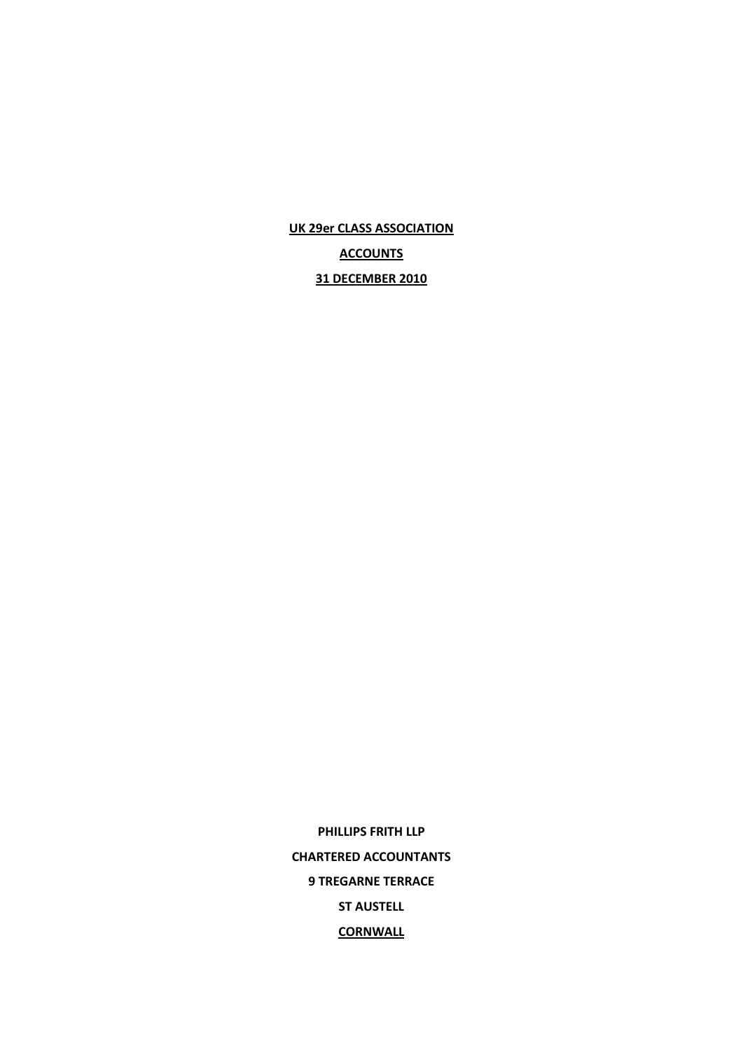# UK 29er CLASS ASSOCIATION

## ACCOUNTS

## 31 DECEMBER 2010

**PHILLIPS FRITH LLP**

**CHARTERED ACCOUNTANTS**

**9 TREGARNE TERRACE**

**ST AUSTELL**

**CORNWALL**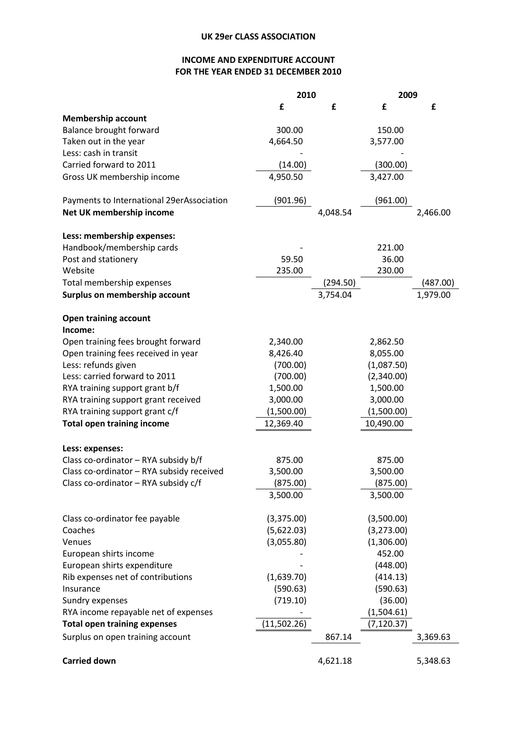# UK 29er CLASS ASSOCIATION

## INCOME AND EXPENDITURE ACCOUNT
## FOR THE YEAR ENDED 31 DECEMBER 2010

| | 2010 | | 2009 | |
|---|---|---|---|---|
| | £ | £ | £ | £ |
| **Membership account** | | | | |
| Balance brought forward | 300.00 | | 150.00 | |
| Taken out in the year | 4,664.50 | | 3,577.00 | |
| Less: cash in transit | - | | - | |
| Carried forward to 2011 | (14.00) | | (300.00) | |
| Gross UK membership income | 4,950.50 | | 3,427.00 | |
| | | | | |
| Payments to International 29erAssociation | (901.96) | | (961.00) | |
| **Net UK membership income** | | 4,048.54 | | 2,466.00 |
| | | | | |
| **Less: membership expenses:** | | | | |
| Handbook/membership cards | - | | 221.00 | |
| Post and stationery | 59.50 | | 36.00 | |
| Website | 235.00 | | 230.00 | |
| Total membership expenses | | (294.50) | | (487.00) |
| **Surplus on membership account** | | 3,754.04 | | 1,979.00 |
| | | | | |
| **Open training account** | | | | |
| **Income:** | | | | |
| Open training fees brought forward | 2,340.00 | | 2,862.50 | |
| Open training fees received in year | 8,426.40 | | 8,055.00 | |
| Less: refunds given | (700.00) | | (1,087.50) | |
| Less: carried forward to 2011 | (700.00) | | (2,340.00) | |
| RYA training support grant b/f | 1,500.00 | | 1,500.00 | |
| RYA training support grant received | 3,000.00 | | 3,000.00 | |
| RYA training support grant c/f | (1,500.00) | | (1,500.00) | |
| **Total open training income** | 12,369.40 | | 10,490.00 | |
| | | | | |
| **Less: expenses:** | | | | |
| Class co-ordinator – RYA subsidy b/f | 875.00 | | 875.00 | |
| Class co-ordinator – RYA subsidy received | 3,500.00 | | 3,500.00 | |
| Class co-ordinator – RYA subsidy c/f | (875.00) | | (875.00) | |
| | 3,500.00 | | 3,500.00 | |
| | | | | |
| Class co-ordinator fee payable | (3,375.00) | | (3,500.00) | |
| Coaches | (5,622.03) | | (3,273.00) | |
| Venues | (3,055.80) | | (1,306.00) | |
| European shirts income | - | | 452.00 | |
| European shirts expenditure | - | | (448.00) | |
| Rib expenses net of contributions | (1,639.70) | | (414.13) | |
| Insurance | (590.63) | | (590.63) | |
| Sundry expenses | (719.10) | | (36.00) | |
| RYA income repayable net of expenses | - | | (1,504.61) | |
| **Total open training expenses** | (11,502.26) | | (7,120.37) | |
| Surplus on open training account | | 867.14 | | 3,369.63 |
| | | | | |
| **Carried down** | | 4,621.18 | | 5,348.63 |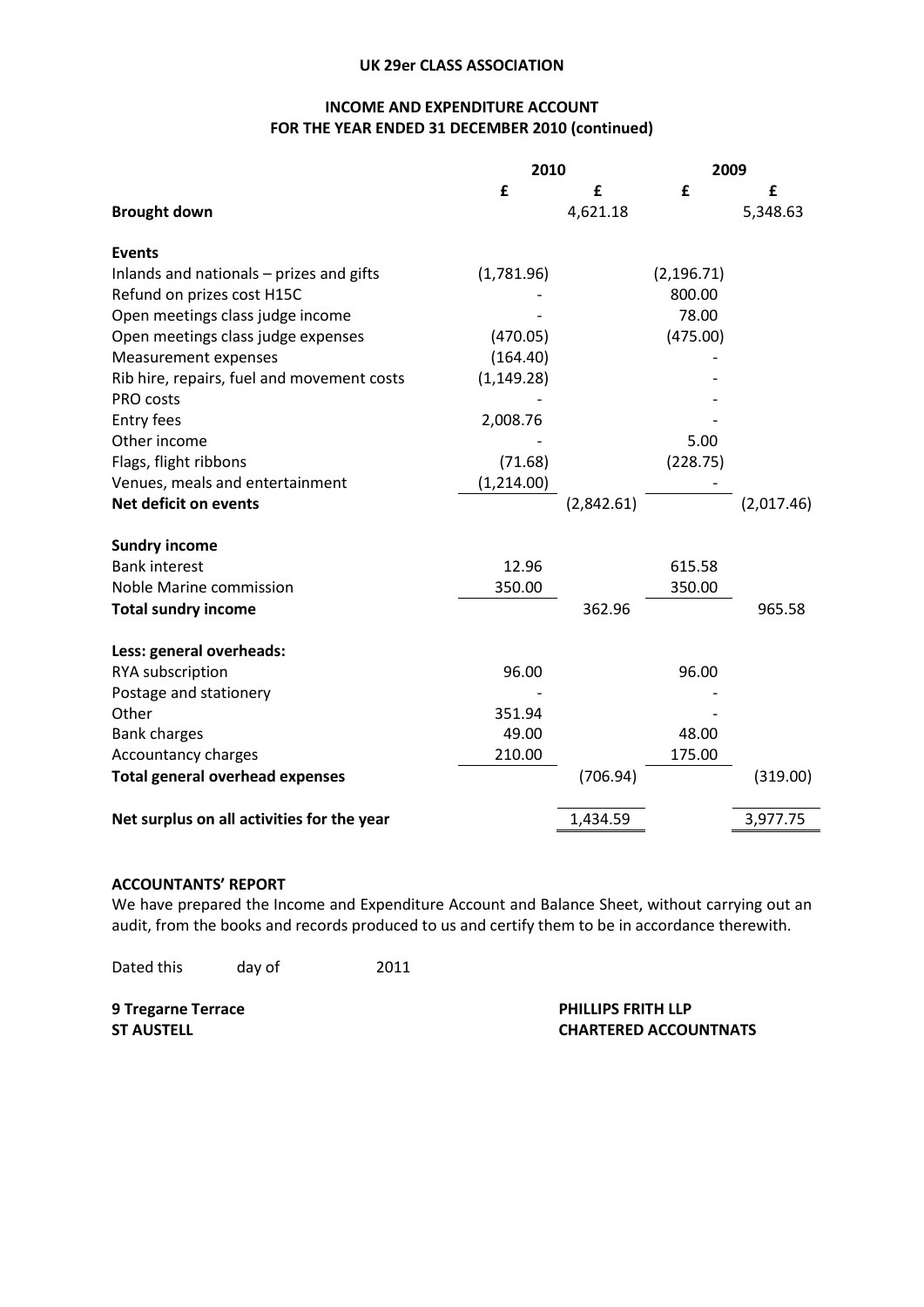**UK 29er CLASS ASSOCIATION**

**INCOME AND EXPENDITURE ACCOUNT**
**FOR THE YEAR ENDED 31 DECEMBER 2010 (continued)**

| | 2010 | | 2009 | |
|---|---|---|---|---|
| | £ | £ | £ | £ |
| **Brought down** | | 4,621.18 | | 5,348.63 |
| | | | | |
| **Events** | | | | |
| Inlands and nationals – prizes and gifts | (1,781.96) | | (2,196.71) | |
| Refund on prizes cost H15C | - | | 800.00 | |
| Open meetings class judge income | - | | 78.00 | |
| Open meetings class judge expenses | (470.05) | | (475.00) | |
| Measurement expenses | (164.40) | | - | |
| Rib hire, repairs, fuel and movement costs | (1,149.28) | | - | |
| PRO costs | - | | - | |
| Entry fees | 2,008.76 | | - | |
| Other income | - | | 5.00 | |
| Flags, flight ribbons | (71.68) | | (228.75) | |
| Venues, meals and entertainment | (1,214.00) | | - | |
| **Net deficit on events** | | (2,842.61) | | (2,017.46) |
| | | | | |
| **Sundry income** | | | | |
| Bank interest | 12.96 | | 615.58 | |
| Noble Marine commission | 350.00 | | 350.00 | |
| **Total sundry income** | | 362.96 | | 965.58 |
| | | | | |
| **Less: general overheads:** | | | | |
| RYA subscription | 96.00 | | 96.00 | |
| Postage and stationery | - | | - | |
| Other | 351.94 | | - | |
| Bank charges | 49.00 | | 48.00 | |
| Accountancy charges | 210.00 | | 175.00 | |
| **Total general overhead expenses** | | (706.94) | | (319.00) |
| | | | | |
| **Net surplus on all activities for the year** | | 1,434.59 | | 3,977.75 |

**ACCOUNTANTS' REPORT**

We have prepared the Income and Expenditure Account and Balance Sheet, without carrying out an audit, from the books and records produced to us and certify them to be in accordance therewith.

Dated this day of 2011

**9 Tregarne Terrace**
**ST AUSTELL**

**PHILLIPS FRITH LLP**
**CHARTERED ACCOUNTNATS**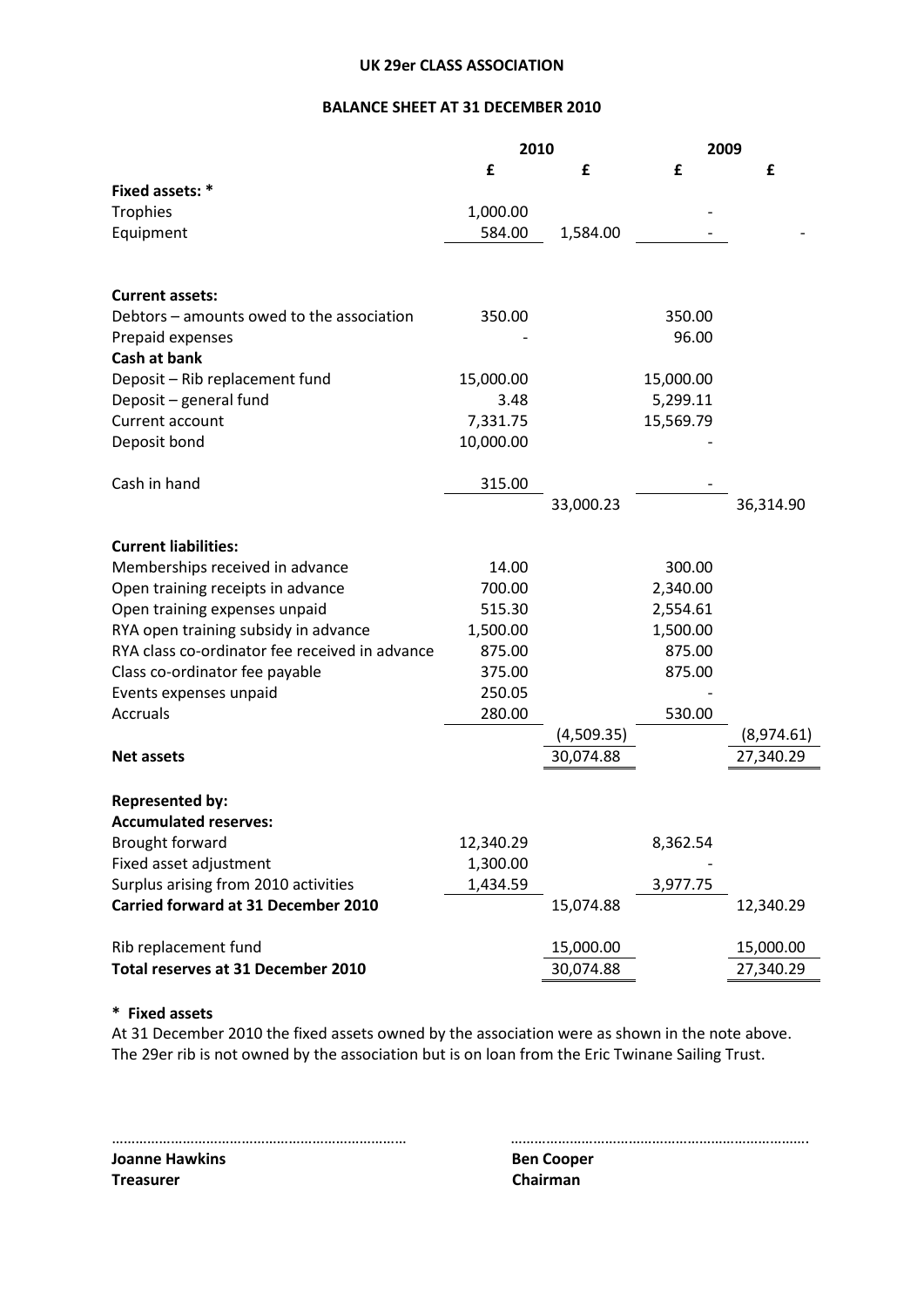# UK 29er CLASS ASSOCIATION

## BALANCE SHEET AT 31 DECEMBER 2010

| | 2010 | | 2009 | |
|---|---|---|---|---|
| | £ | £ | £ | £ |
| **Fixed assets: *** | | | | |
| Trophies | 1,000.00 | | - | |
| Equipment | 584.00 | 1,584.00 | - | - |
| | | | | |
| **Current assets:** | | | | |
| Debtors – amounts owed to the association | 350.00 | | 350.00 | |
| Prepaid expenses | - | | 96.00 | |
| **Cash at bank** | | | | |
| Deposit – Rib replacement fund | 15,000.00 | | 15,000.00 | |
| Deposit – general fund | 3.48 | | 5,299.11 | |
| Current account | 7,331.75 | | 15,569.79 | |
| Deposit bond | 10,000.00 | | - | |
| Cash in hand | 315.00 | | - | |
| | | 33,000.23 | | 36,314.90 |
| | | | | |
| **Current liabilities:** | | | | |
| Memberships received in advance | 14.00 | | 300.00 | |
| Open training receipts in advance | 700.00 | | 2,340.00 | |
| Open training expenses unpaid | 515.30 | | 2,554.61 | |
| RYA open training subsidy in advance | 1,500.00 | | 1,500.00 | |
| RYA class co-ordinator fee received in advance | 875.00 | | 875.00 | |
| Class co-ordinator fee payable | 375.00 | | 875.00 | |
| Events expenses unpaid | 250.05 | | - | |
| Accruals | 280.00 | | 530.00 | |
| | | (4,509.35) | | (8,974.61) |
| **Net assets** | | 30,074.88 | | 27,340.29 |
| | | | | |
| **Represented by:** | | | | |
| **Accumulated reserves:** | | | | |
| Brought forward | 12,340.29 | | 8,362.54 | |
| Fixed asset adjustment | 1,300.00 | | - | |
| Surplus arising from 2010 activities | 1,434.59 | | 3,977.75 | |
| **Carried forward at 31 December 2010** | | 15,074.88 | | 12,340.29 |
| | | | | |
| Rib replacement fund | | 15,000.00 | | 15,000.00 |
| **Total reserves at 31 December 2010** | | 30,074.88 | | 27,340.29 |

**\* Fixed assets**

At 31 December 2010 the fixed assets owned by the association were as shown in the note above. The 29er rib is not owned by the association but is on loan from the Eric Twinane Sailing Trust.

………………………………………………………………

**Joanne Hawkins**
**Treasurer**

………………………………………………………………

**Ben Cooper**
**Chairman**